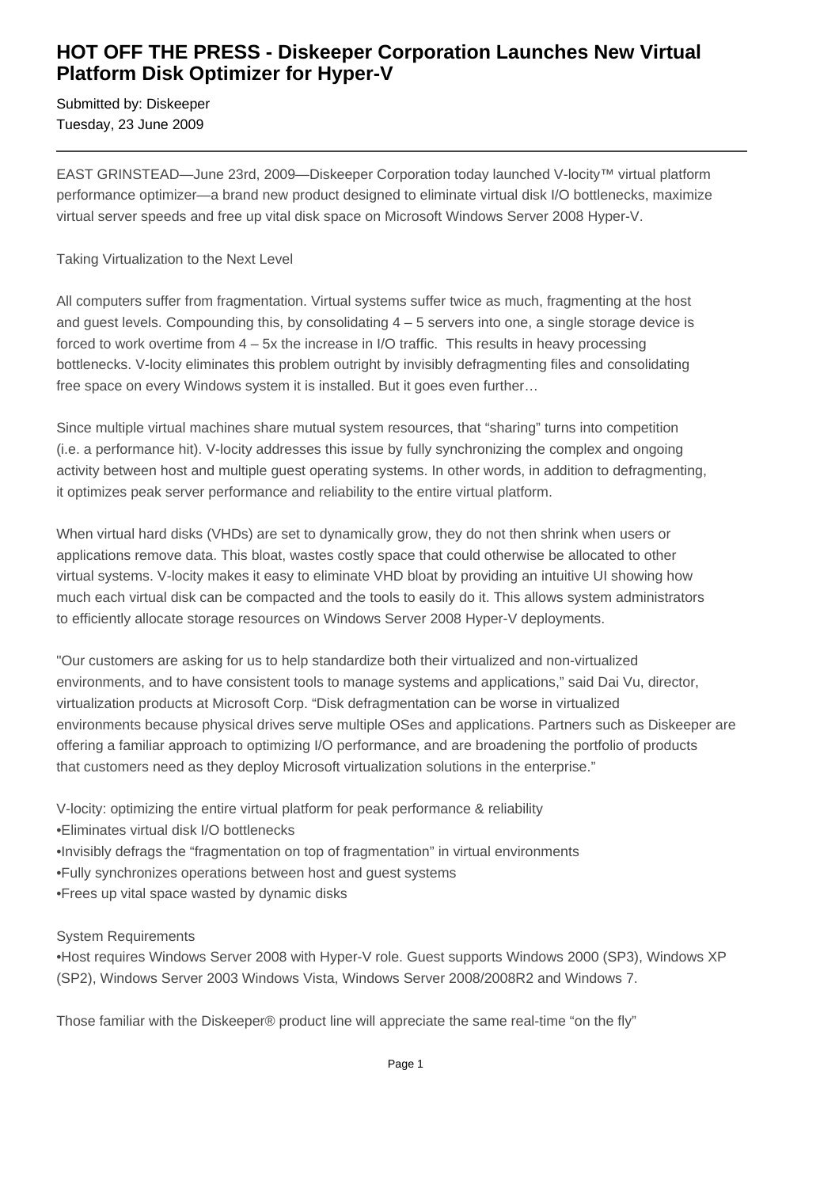# HOT OFF THE PRESS - Diskeeper Corporation Launches New Virtual Platform Disk Optimizer for Hyper-V

Submitted by: Diskeeper
Tuesday, 23 June 2009

---

EAST GRINSTEAD—June 23rd, 2009—Diskeeper Corporation today launched V-locity™ virtual platform performance optimizer—a brand new product designed to eliminate virtual disk I/O bottlenecks, maximize virtual server speeds and free up vital disk space on Microsoft Windows Server 2008 Hyper-V.

Taking Virtualization to the Next Level

All computers suffer from fragmentation. Virtual systems suffer twice as much, fragmenting at the host and guest levels. Compounding this, by consolidating 4 – 5 servers into one, a single storage device is forced to work overtime from 4 – 5x the increase in I/O traffic. This results in heavy processing bottlenecks. V-locity eliminates this problem outright by invisibly defragmenting files and consolidating free space on every Windows system it is installed. But it goes even further…

Since multiple virtual machines share mutual system resources, that "sharing" turns into competition (i.e. a performance hit). V-locity addresses this issue by fully synchronizing the complex and ongoing activity between host and multiple guest operating systems. In other words, in addition to defragmenting, it optimizes peak server performance and reliability to the entire virtual platform.

When virtual hard disks (VHDs) are set to dynamically grow, they do not then shrink when users or applications remove data. This bloat, wastes costly space that could otherwise be allocated to other virtual systems. V-locity makes it easy to eliminate VHD bloat by providing an intuitive UI showing how much each virtual disk can be compacted and the tools to easily do it. This allows system administrators to efficiently allocate storage resources on Windows Server 2008 Hyper-V deployments.

"Our customers are asking for us to help standardize both their virtualized and non-virtualized environments, and to have consistent tools to manage systems and applications," said Dai Vu, director, virtualization products at Microsoft Corp. "Disk defragmentation can be worse in virtualized environments because physical drives serve multiple OSes and applications. Partners such as Diskeeper are offering a familiar approach to optimizing I/O performance, and are broadening the portfolio of products that customers need as they deploy Microsoft virtualization solutions in the enterprise."

V-locity: optimizing the entire virtual platform for peak performance & reliability
•Eliminates virtual disk I/O bottlenecks
•Invisibly defrags the "fragmentation on top of fragmentation" in virtual environments
•Fully synchronizes operations between host and guest systems
•Frees up vital space wasted by dynamic disks

System Requirements
•Host requires Windows Server 2008 with Hyper-V role. Guest supports Windows 2000 (SP3), Windows XP (SP2), Windows Server 2003 Windows Vista, Windows Server 2008/2008R2 and Windows 7.

Those familiar with the Diskeeper® product line will appreciate the same real-time "on the fly"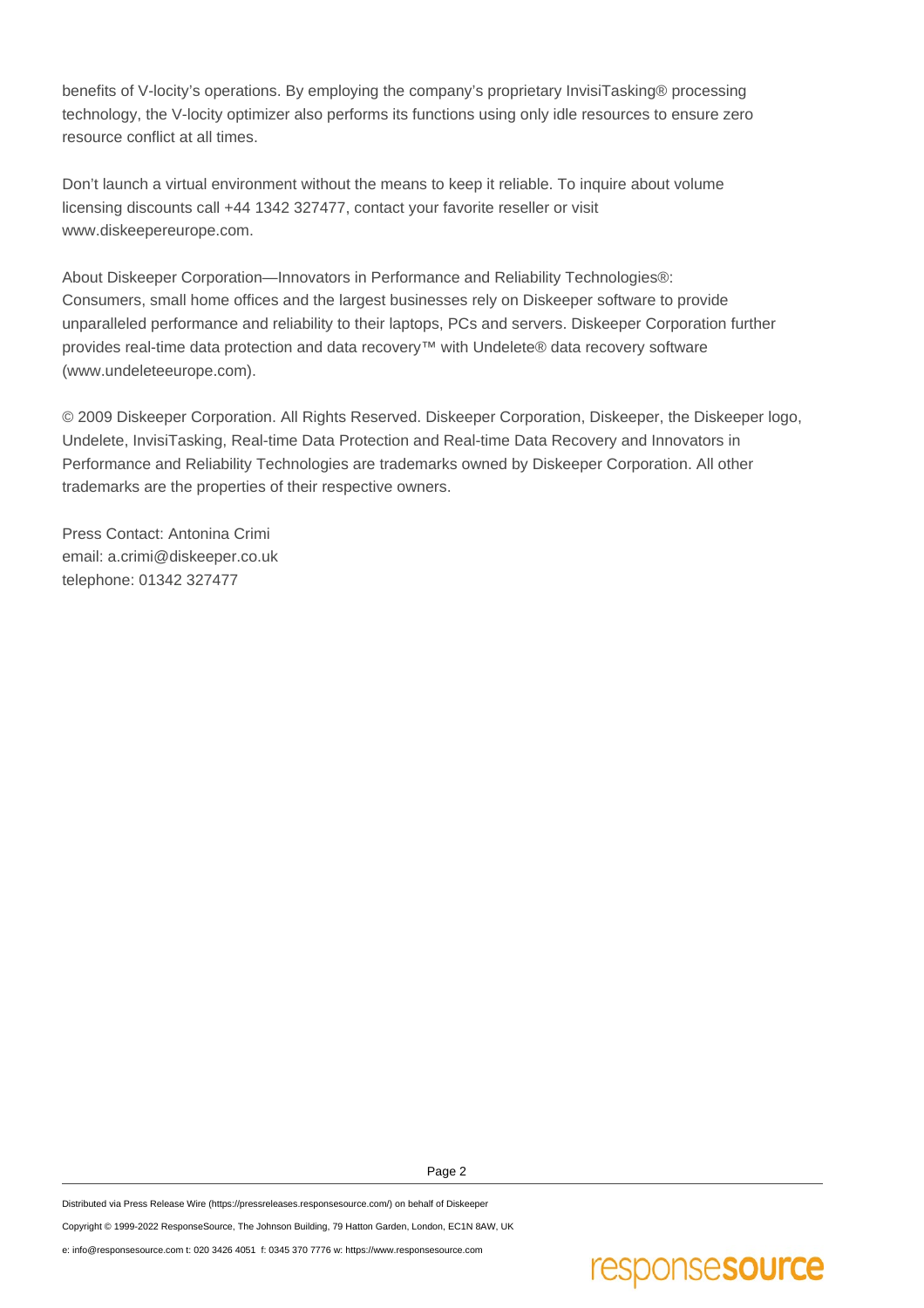benefits of V-locity's operations. By employing the company's proprietary InvisiTasking® processing technology, the V-locity optimizer also performs its functions using only idle resources to ensure zero resource conflict at all times.

Don't launch a virtual environment without the means to keep it reliable. To inquire about volume licensing discounts call +44 1342 327477, contact your favorite reseller or visit www.diskeepereurope.com.

About Diskeeper Corporation—Innovators in Performance and Reliability Technologies®: Consumers, small home offices and the largest businesses rely on Diskeeper software to provide unparalleled performance and reliability to their laptops, PCs and servers. Diskeeper Corporation further provides real-time data protection and data recovery™ with Undelete® data recovery software (www.undeleteeurope.com).

© 2009 Diskeeper Corporation. All Rights Reserved. Diskeeper Corporation, Diskeeper, the Diskeeper logo, Undelete, InvisiTasking, Real-time Data Protection and Real-time Data Recovery and Innovators in Performance and Reliability Technologies are trademarks owned by Diskeeper Corporation. All other trademarks are the properties of their respective owners.

Press Contact: Antonina Crimi
email: a.crimi@diskeeper.co.uk
telephone: 01342 327477

Distributed via Press Release Wire (https://pressreleases.responsesource.com/) on behalf of Diskeeper

Copyright © 1999-2022 ResponseSource, The Johnson Building, 79 Hatton Garden, London, EC1N 8AW, UK

e: info@responsesource.com t: 020 3426 4051 f: 0345 370 7776 w: https://www.responsesource.com